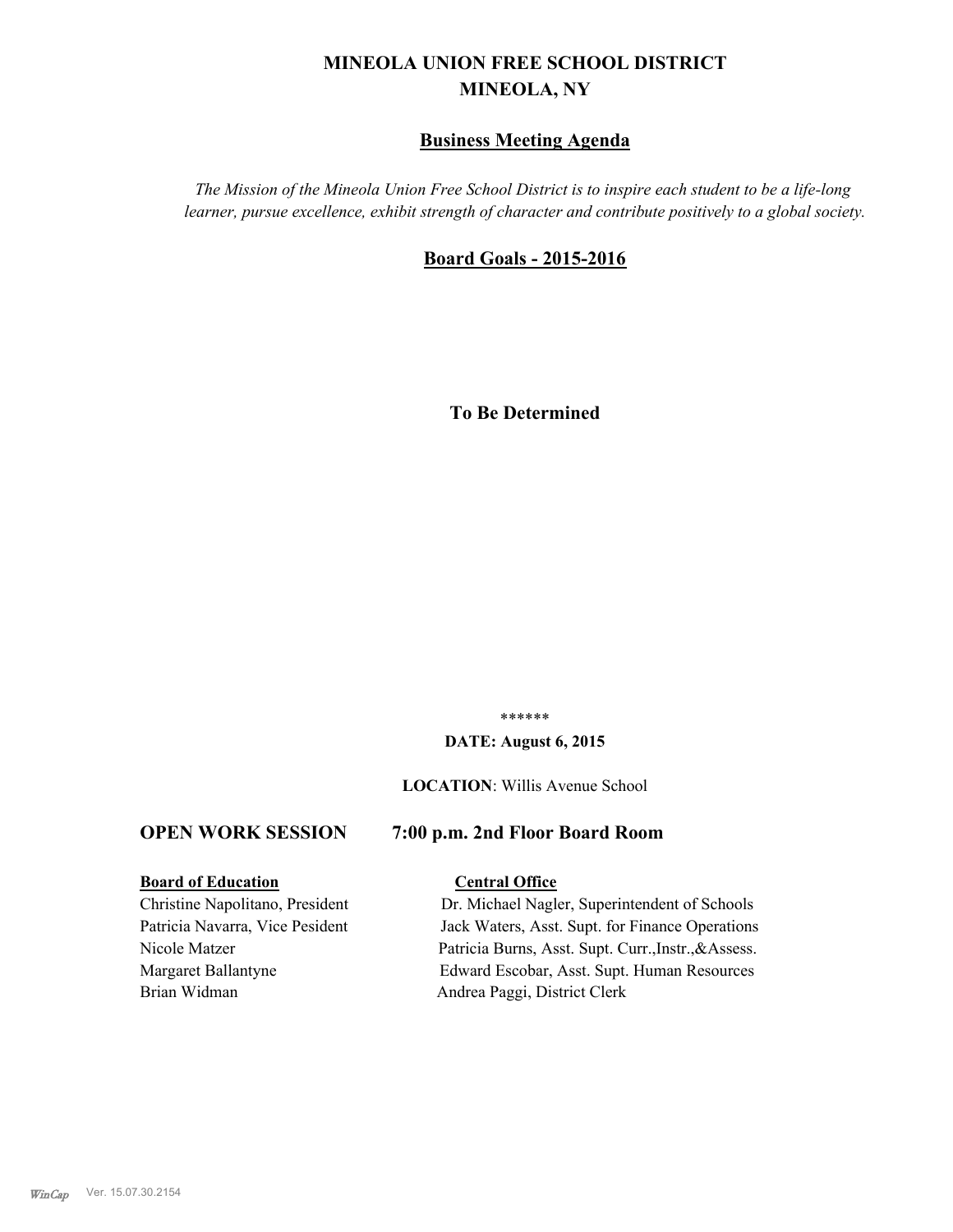# MINEOLA UNION FREE SCHOOL DISTRICT
# MINEOLA, NY

## Business Meeting Agenda

*The Mission of the Mineola Union Free School District is to inspire each student to be a life-long learner, pursue excellence, exhibit strength of character and contribute positively to a global society.*

## Board Goals - 2015-2016

**To Be Determined**

\*\*\*\*\*\*

**DATE: August 6, 2015**

**LOCATION**: Willis Avenue School

### OPEN WORK SESSION 7:00 p.m. 2nd Floor Board Room

| **Board of Education** | **Central Office** |
| --- | --- |
| Christine Napolitano, President | Dr. Michael Nagler, Superintendent of Schools |
| Patricia Navarra, Vice Pesident | Jack Waters, Asst. Supt. for Finance Operations |
| Nicole Matzer | Patricia Burns, Asst. Supt. Curr.,Instr.,&Assess. |
| Margaret Ballantyne | Edward Escobar, Asst. Supt. Human Resources |
| Brian Widman | Andrea Paggi, District Clerk |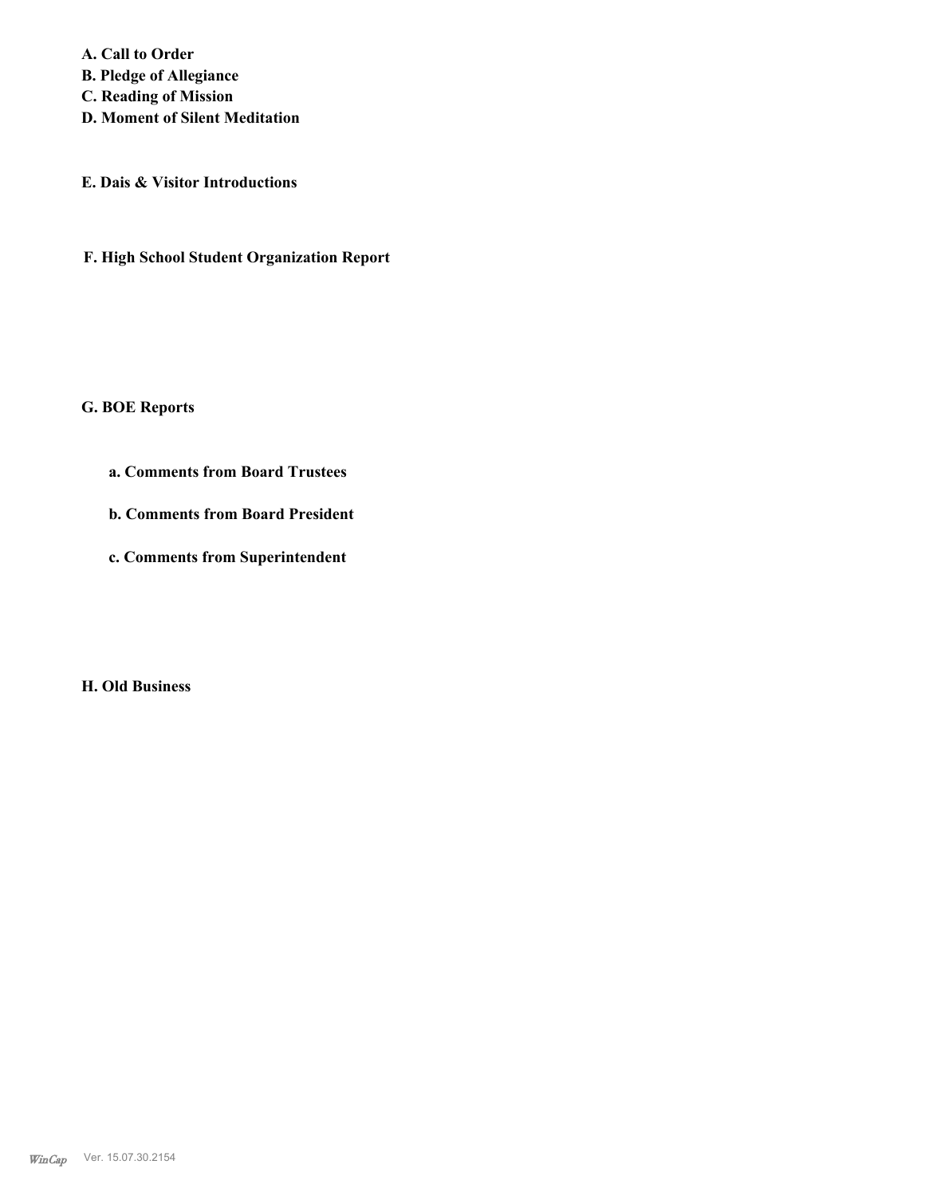**A. Call to Order**
**B. Pledge of Allegiance**
**C. Reading of Mission**
**D. Moment of Silent Meditation**

**E. Dais & Visitor Introductions**

**F. High School Student Organization Report**

**G. BOE Reports**

**a. Comments from Board Trustees**

**b. Comments from Board President**

**c. Comments from Superintendent**

**H. Old Business**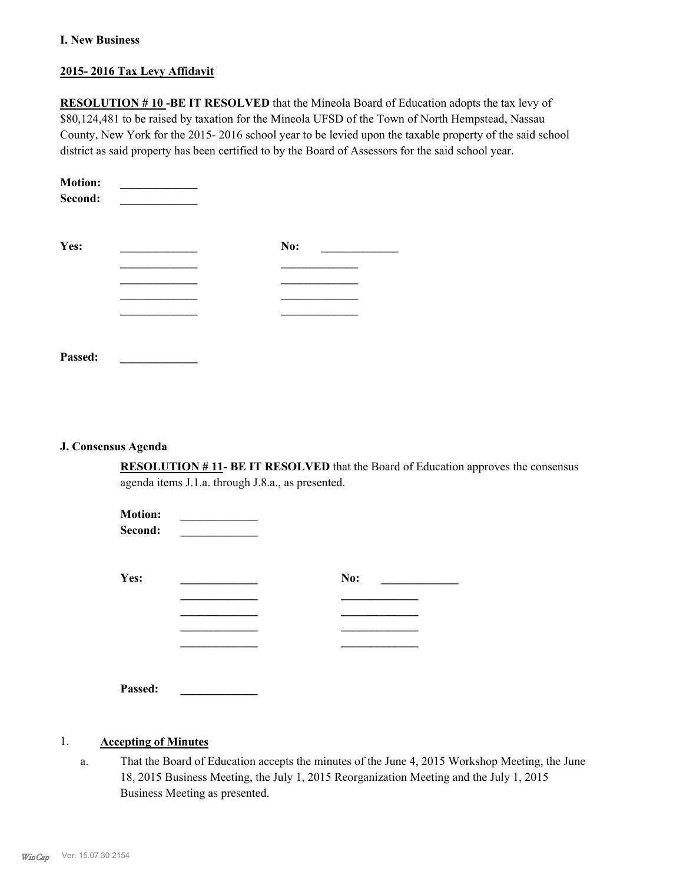**I. New Business**

**2015- 2016 Tax Levy Affidavit**

**RESOLUTION # 10 -BE IT RESOLVED** that the Mineola Board of Education adopts the tax levy of $80,124,481 to be raised by taxation for the Mineola UFSD of the Town of North Hempstead, Nassau County, New York for the 2015- 2016 school year to be levied upon the taxable property of the said school district as said property has been certified to by the Board of Assessors for the said school year.

**Motion:** _____________
**Second:** _____________

**Yes:** _____________ **No:** _____________

_____________ _____________

_____________ _____________

_____________ _____________

_____________ _____________

**Passed:** _____________

**J. Consensus Agenda**

**RESOLUTION # 11- BE IT RESOLVED** that the Board of Education approves the consensus agenda items J.1.a. through J.8.a., as presented.

**Motion:** _____________
**Second:** _____________

**Yes:** _____________ **No:** _____________

_____________ _____________

_____________ _____________

_____________ _____________

_____________ _____________

**Passed:** _____________

1. **Accepting of Minutes**

   a. That the Board of Education accepts the minutes of the June 4, 2015 Workshop Meeting, the June 18, 2015 Business Meeting, the July 1, 2015 Reorganization Meeting and the July 1, 2015 Business Meeting as presented.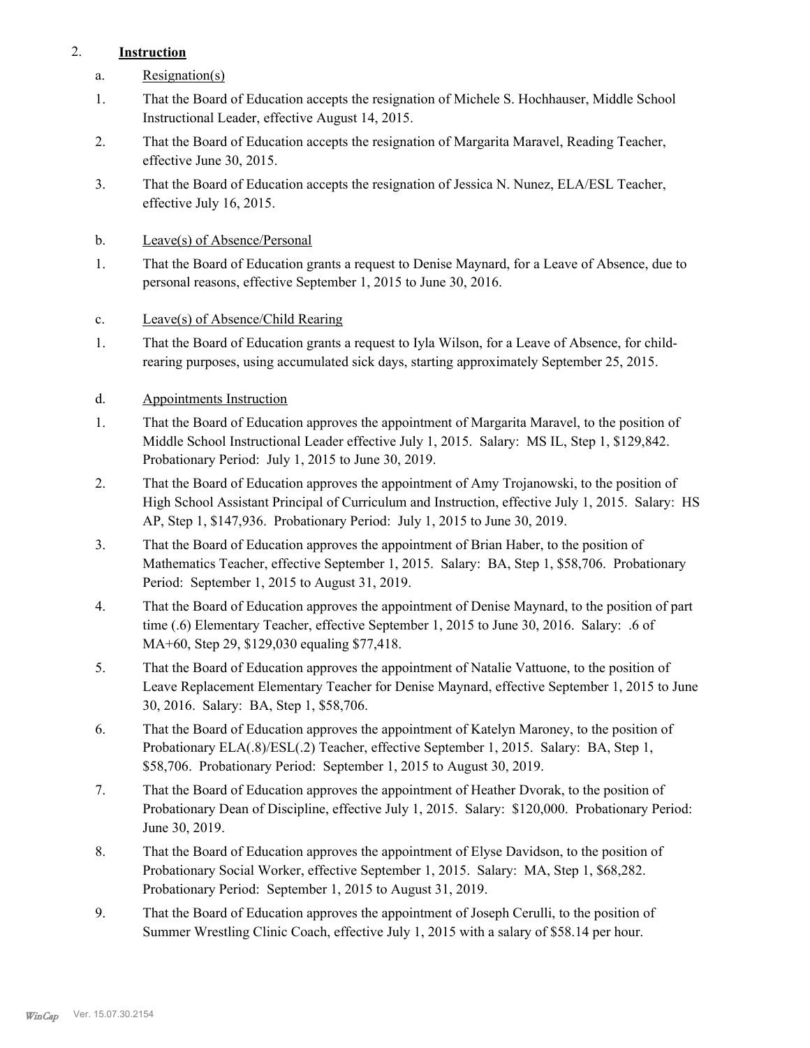2. **Instruction**

a. Resignation(s)

1. That the Board of Education accepts the resignation of Michele S. Hochhauser, Middle School Instructional Leader, effective August 14, 2015.

2. That the Board of Education accepts the resignation of Margarita Maravel, Reading Teacher, effective June 30, 2015.

3. That the Board of Education accepts the resignation of Jessica N. Nunez, ELA/ESL Teacher, effective July 16, 2015.

b. Leave(s) of Absence/Personal

1. That the Board of Education grants a request to Denise Maynard, for a Leave of Absence, due to personal reasons, effective September 1, 2015 to June 30, 2016.

c. Leave(s) of Absence/Child Rearing

1. That the Board of Education grants a request to Iyla Wilson, for a Leave of Absence, for child-rearing purposes, using accumulated sick days, starting approximately September 25, 2015.

d. Appointments Instruction

1. That the Board of Education approves the appointment of Margarita Maravel, to the position of Middle School Instructional Leader effective July 1, 2015. Salary: MS IL, Step 1, $129,842. Probationary Period: July 1, 2015 to June 30, 2019.

2. That the Board of Education approves the appointment of Amy Trojanowski, to the position of High School Assistant Principal of Curriculum and Instruction, effective July 1, 2015. Salary: HS AP, Step 1, $147,936. Probationary Period: July 1, 2015 to June 30, 2019.

3. That the Board of Education approves the appointment of Brian Haber, to the position of Mathematics Teacher, effective September 1, 2015. Salary: BA, Step 1, $58,706. Probationary Period: September 1, 2015 to August 31, 2019.

4. That the Board of Education approves the appointment of Denise Maynard, to the position of part time (.6) Elementary Teacher, effective September 1, 2015 to June 30, 2016. Salary: .6 of MA+60, Step 29, $129,030 equaling $77,418.

5. That the Board of Education approves the appointment of Natalie Vattuone, to the position of Leave Replacement Elementary Teacher for Denise Maynard, effective September 1, 2015 to June 30, 2016. Salary: BA, Step 1, $58,706.

6. That the Board of Education approves the appointment of Katelyn Maroney, to the position of Probationary ELA(.8)/ESL(.2) Teacher, effective September 1, 2015. Salary: BA, Step 1, $58,706. Probationary Period: September 1, 2015 to August 30, 2019.

7. That the Board of Education approves the appointment of Heather Dvorak, to the position of Probationary Dean of Discipline, effective July 1, 2015. Salary: $120,000. Probationary Period: June 30, 2019.

8. That the Board of Education approves the appointment of Elyse Davidson, to the position of Probationary Social Worker, effective September 1, 2015. Salary: MA, Step 1, $68,282. Probationary Period: September 1, 2015 to August 31, 2019.

9. That the Board of Education approves the appointment of Joseph Cerulli, to the position of Summer Wrestling Clinic Coach, effective July 1, 2015 with a salary of $58.14 per hour.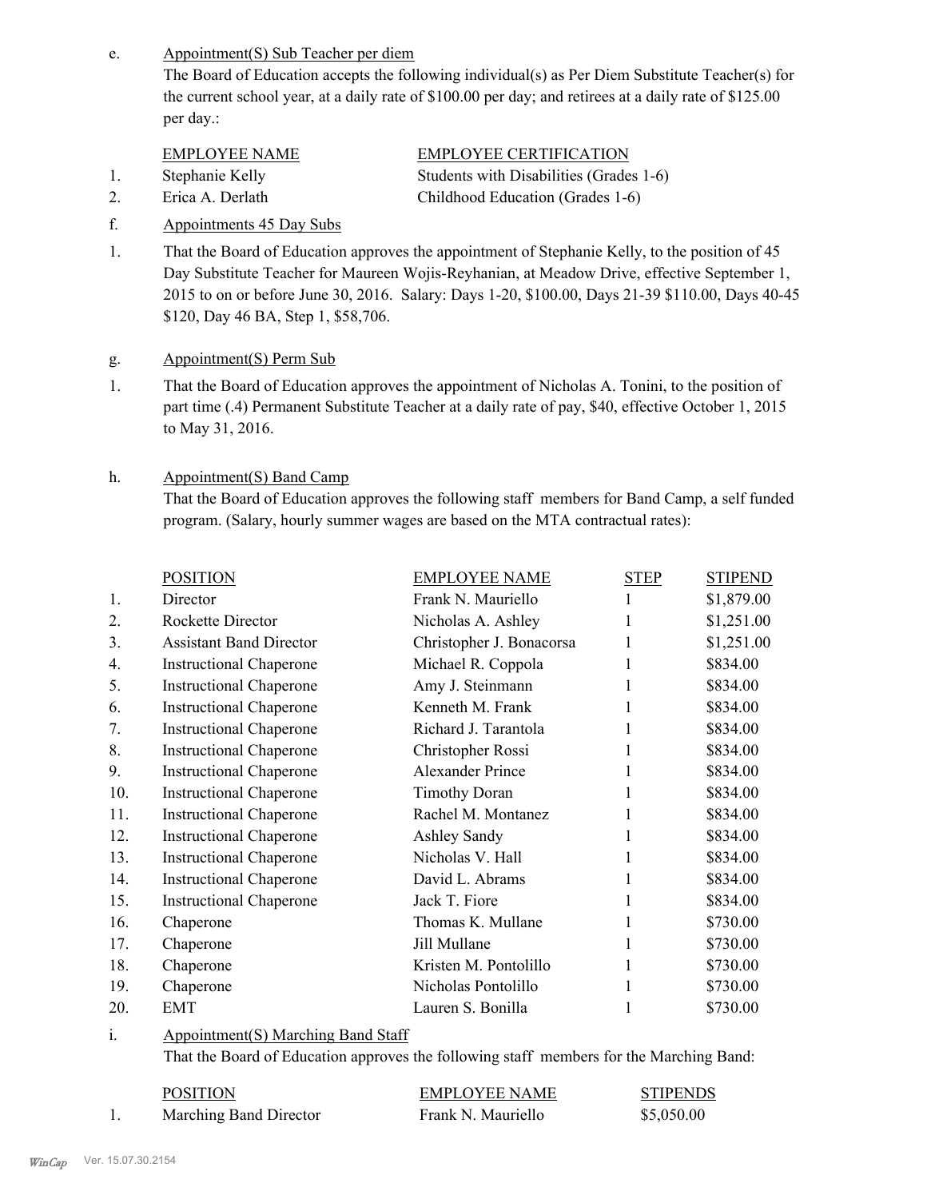e. Appointment(S) Sub Teacher per diem

The Board of Education accepts the following individual(s) as Per Diem Substitute Teacher(s) for the current school year, at a daily rate of $100.00 per day; and retirees at a daily rate of $125.00 per day.:

| | EMPLOYEE NAME | EMPLOYEE CERTIFICATION |
|---|---|---|
| 1. | Stephanie Kelly | Students with Disabilities (Grades 1-6) |
| 2. | Erica A. Derlath | Childhood Education (Grades 1-6) |

f. Appointments 45 Day Subs

1. That the Board of Education approves the appointment of Stephanie Kelly, to the position of 45 Day Substitute Teacher for Maureen Wojis-Reyhanian, at Meadow Drive, effective September 1, 2015 to on or before June 30, 2016. Salary: Days 1-20, $100.00, Days 21-39 $110.00, Days 40-45 $120, Day 46 BA, Step 1, $58,706.

g. Appointment(S) Perm Sub

1. That the Board of Education approves the appointment of Nicholas A. Tonini, to the position of part time (.4) Permanent Substitute Teacher at a daily rate of pay, $40, effective October 1, 2015 to May 31, 2016.

h. Appointment(S) Band Camp

That the Board of Education approves the following staff members for Band Camp, a self funded program. (Salary, hourly summer wages are based on the MTA contractual rates):

| | POSITION | EMPLOYEE NAME | STEP | STIPEND |
|---|---|---|---|---|
| 1. | Director | Frank N. Mauriello | 1 | $1,879.00 |
| 2. | Rockette Director | Nicholas A. Ashley | 1 | $1,251.00 |
| 3. | Assistant Band Director | Christopher J. Bonacorsa | 1 | $1,251.00 |
| 4. | Instructional Chaperone | Michael R. Coppola | 1 | $834.00 |
| 5. | Instructional Chaperone | Amy J. Steinmann | 1 | $834.00 |
| 6. | Instructional Chaperone | Kenneth M. Frank | 1 | $834.00 |
| 7. | Instructional Chaperone | Richard J. Tarantola | 1 | $834.00 |
| 8. | Instructional Chaperone | Christopher Rossi | 1 | $834.00 |
| 9. | Instructional Chaperone | Alexander Prince | 1 | $834.00 |
| 10. | Instructional Chaperone | Timothy Doran | 1 | $834.00 |
| 11. | Instructional Chaperone | Rachel M. Montanez | 1 | $834.00 |
| 12. | Instructional Chaperone | Ashley Sandy | 1 | $834.00 |
| 13. | Instructional Chaperone | Nicholas V. Hall | 1 | $834.00 |
| 14. | Instructional Chaperone | David L. Abrams | 1 | $834.00 |
| 15. | Instructional Chaperone | Jack T. Fiore | 1 | $834.00 |
| 16. | Chaperone | Thomas K. Mullane | 1 | $730.00 |
| 17. | Chaperone | Jill Mullane | 1 | $730.00 |
| 18. | Chaperone | Kristen M. Pontolillo | 1 | $730.00 |
| 19. | Chaperone | Nicholas Pontolillo | 1 | $730.00 |
| 20. | EMT | Lauren S. Bonilla | 1 | $730.00 |

i. Appointment(S) Marching Band Staff

That the Board of Education approves the following staff members for the Marching Band:

| | POSITION | EMPLOYEE NAME | STIPENDS |
|---|---|---|---|
| 1. | Marching Band Director | Frank N. Mauriello | $5,050.00 |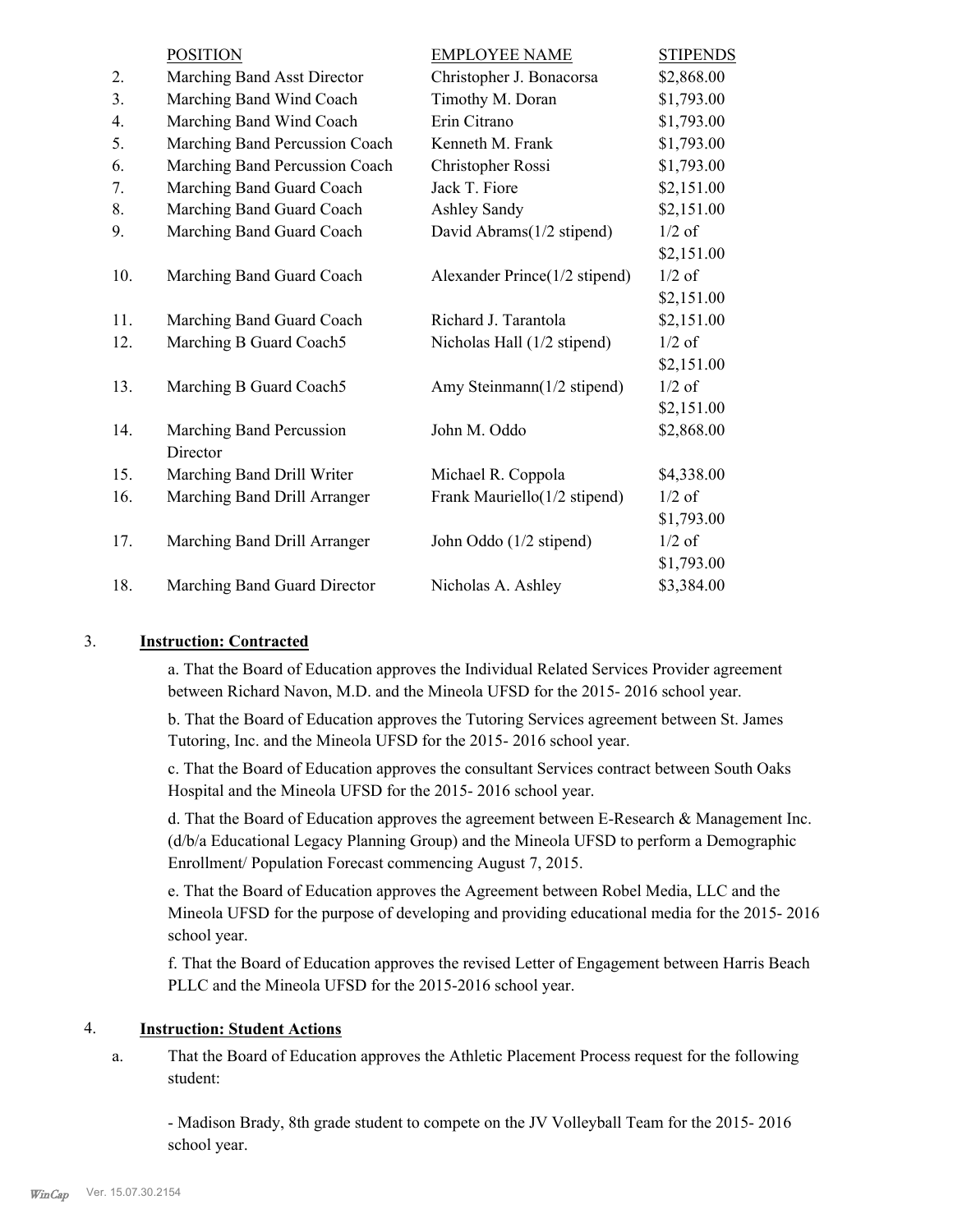| | POSITION | EMPLOYEE NAME | STIPENDS |
|---|---|---|---|
| 2. | Marching Band Asst Director | Christopher J. Bonacorsa | $2,868.00 |
| 3. | Marching Band Wind Coach | Timothy M. Doran | $1,793.00 |
| 4. | Marching Band Wind Coach | Erin Citrano | $1,793.00 |
| 5. | Marching Band Percussion Coach | Kenneth M. Frank | $1,793.00 |
| 6. | Marching Band Percussion Coach | Christopher Rossi | $1,793.00 |
| 7. | Marching Band Guard Coach | Jack T. Fiore | $2,151.00 |
| 8. | Marching Band Guard Coach | Ashley Sandy | $2,151.00 |
| 9. | Marching Band Guard Coach | David Abrams(1/2 stipend) | 1/2 of $2,151.00 |
| 10. | Marching Band Guard Coach | Alexander Prince(1/2 stipend) | 1/2 of $2,151.00 |
| 11. | Marching Band Guard Coach | Richard J. Tarantola | $2,151.00 |
| 12. | Marching B Guard Coach5 | Nicholas Hall (1/2 stipend) | 1/2 of $2,151.00 |
| 13. | Marching B Guard Coach5 | Amy Steinmann(1/2 stipend) | 1/2 of $2,151.00 |
| 14. | Marching Band Percussion Director | John M. Oddo | $2,868.00 |
| 15. | Marching Band Drill Writer | Michael R. Coppola | $4,338.00 |
| 16. | Marching Band Drill Arranger | Frank Mauriello(1/2 stipend) | 1/2 of $1,793.00 |
| 17. | Marching Band Drill Arranger | John Oddo (1/2 stipend) | 1/2 of $1,793.00 |
| 18. | Marching Band Guard Director | Nicholas A. Ashley | $3,384.00 |

3. **Instruction: Contracted**

a. That the Board of Education approves the Individual Related Services Provider agreement between Richard Navon, M.D. and the Mineola UFSD for the 2015- 2016 school year.

b. That the Board of Education approves the Tutoring Services agreement between St. James Tutoring, Inc. and the Mineola UFSD for the 2015- 2016 school year.

c. That the Board of Education approves the consultant Services contract between South Oaks Hospital and the Mineola UFSD for the 2015- 2016 school year.

d. That the Board of Education approves the agreement between E-Research & Management Inc. (d/b/a Educational Legacy Planning Group) and the Mineola UFSD to perform a Demographic Enrollment/ Population Forecast commencing August 7, 2015.

e. That the Board of Education approves the Agreement between Robel Media, LLC and the Mineola UFSD for the purpose of developing and providing educational media for the 2015- 2016 school year.

f. That the Board of Education approves the revised Letter of Engagement between Harris Beach PLLC and the Mineola UFSD for the 2015-2016 school year.

4. **Instruction: Student Actions**

a. That the Board of Education approves the Athletic Placement Process request for the following student:

- Madison Brady, 8th grade student to compete on the JV Volleyball Team for the 2015- 2016 school year.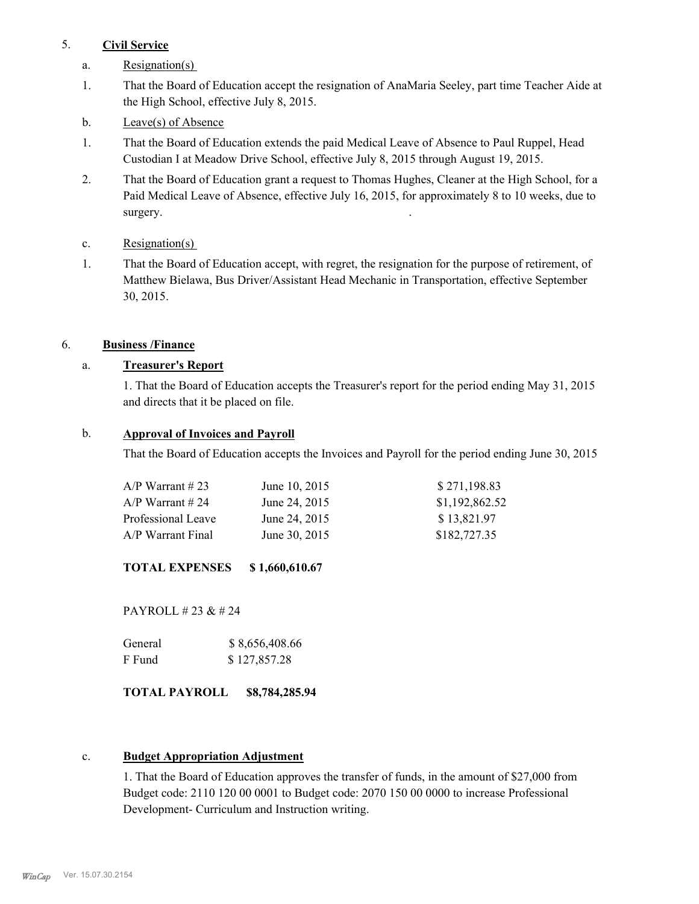5. **Civil Service**

a. Resignation(s)

1. That the Board of Education accept the resignation of AnaMaria Seeley, part time Teacher Aide at the High School, effective July 8, 2015.

b. Leave(s) of Absence

1. That the Board of Education extends the paid Medical Leave of Absence to Paul Ruppel, Head Custodian I at Meadow Drive School, effective July 8, 2015 through August 19, 2015.

2. That the Board of Education grant a request to Thomas Hughes, Cleaner at the High School, for a Paid Medical Leave of Absence, effective July 16, 2015, for approximately 8 to 10 weeks, due to surgery.

c. Resignation(s)

1. That the Board of Education accept, with regret, the resignation for the purpose of retirement, of Matthew Bielawa, Bus Driver/Assistant Head Mechanic in Transportation, effective September 30, 2015.

6. **Business /Finance**

a. **Treasurer's Report**

1. That the Board of Education accepts the Treasurer's report for the period ending May 31, 2015 and directs that it be placed on file.

b. **Approval of Invoices and Payroll**

That the Board of Education accepts the Invoices and Payroll for the period ending June 30, 2015

| | | |
|---|---|---|
| A/P Warrant # 23 | June 10, 2015 | $ 271,198.83 |
| A/P Warrant # 24 | June 24, 2015 | $1,192,862.52 |
| Professional Leave | June 24, 2015 | $ 13,821.97 |
| A/P Warrant Final | June 30, 2015 | $182,727.35 |

**TOTAL EXPENSES $ 1,660,610.67**

PAYROLL # 23 & # 24

| | |
|---|---|
| General | $ 8,656,408.66 |
| F Fund | $ 127,857.28 |

**TOTAL PAYROLL $8,784,285.94**

c. **Budget Appropriation Adjustment**

1. That the Board of Education approves the transfer of funds, in the amount of $27,000 from Budget code: 2110 120 00 0001 to Budget code: 2070 150 00 0000 to increase Professional Development- Curriculum and Instruction writing.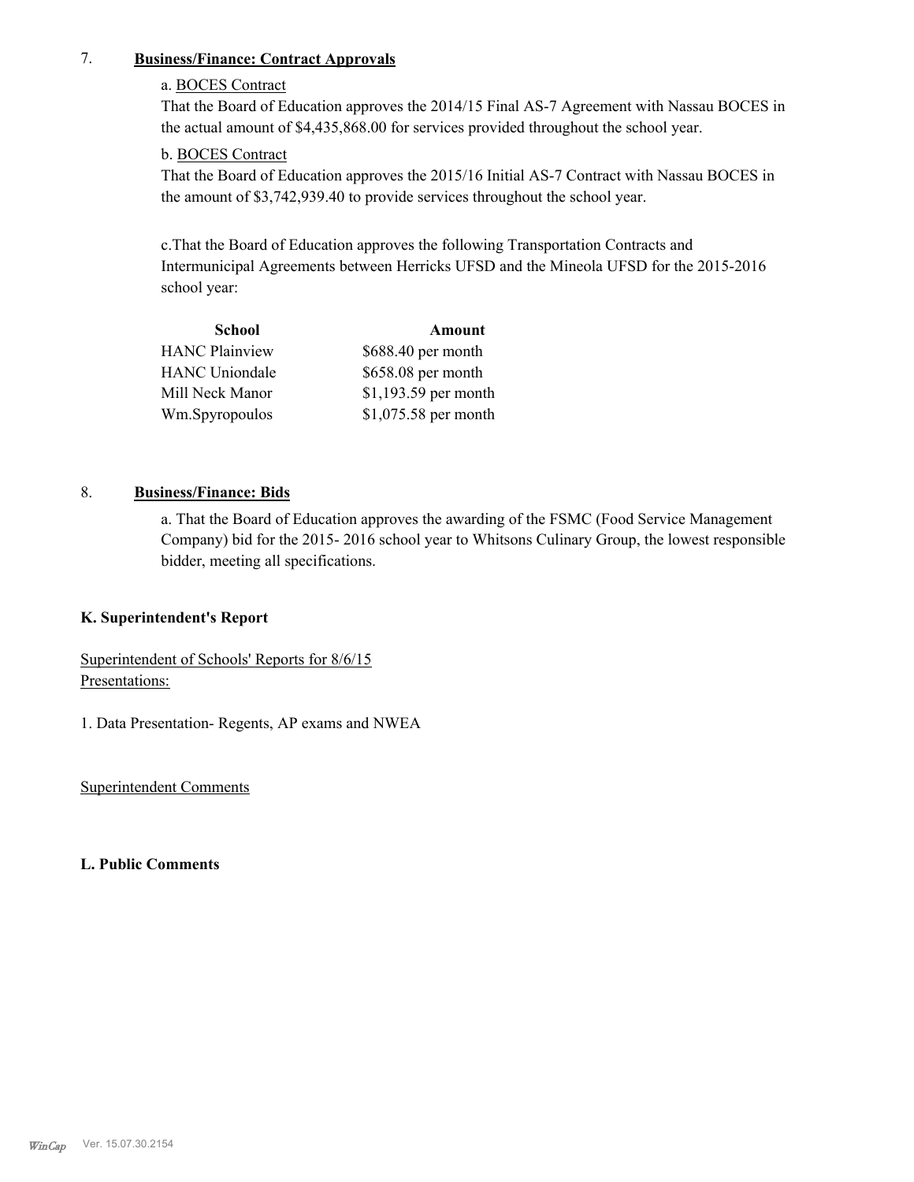7. **Business/Finance: Contract Approvals**

a. BOCES Contract

That the Board of Education approves the 2014/15 Final AS-7 Agreement with Nassau BOCES in the actual amount of $4,435,868.00 for services provided throughout the school year.

b. BOCES Contract

That the Board of Education approves the 2015/16 Initial AS-7 Contract with Nassau BOCES in the amount of $3,742,939.40 to provide services throughout the school year.

c.That the Board of Education approves the following Transportation Contracts and Intermunicipal Agreements between Herricks UFSD and the Mineola UFSD for the 2015-2016 school year:

| School | Amount |
|---|---|
| HANC Plainview | $688.40 per month |
| HANC Uniondale | $658.08 per month |
| Mill Neck Manor | $1,193.59 per month |
| Wm.Spyropoulos | $1,075.58 per month |

8. **Business/Finance: Bids**

a. That the Board of Education approves the awarding of the FSMC (Food Service Management Company) bid for the 2015- 2016 school year to Whitsons Culinary Group, the lowest responsible bidder, meeting all specifications.

**K. Superintendent's Report**

Superintendent of Schools' Reports for 8/6/15
Presentations:

1. Data Presentation- Regents, AP exams and NWEA

Superintendent Comments

**L. Public Comments**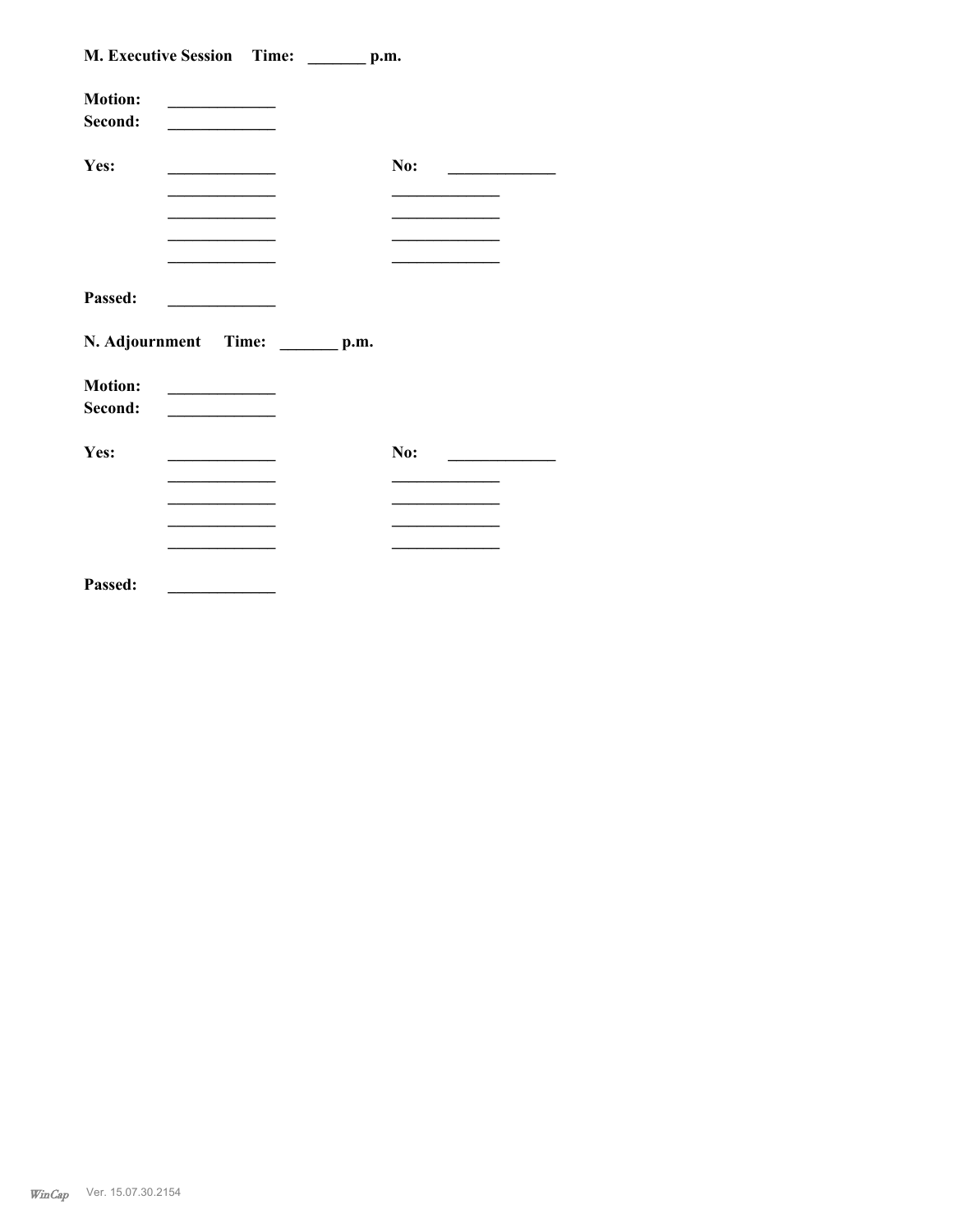**M. Executive Session    Time: _______ p.m.**

**Motion:** _____________
**Second:** _____________

| | | | |
|---|---|---|---|
| **Yes:** | _____________ | **No:** | _____________ |
| | _____________ | | _____________ |
| | _____________ | | _____________ |
| | _____________ | | _____________ |
| | _____________ | | _____________ |

**Passed:** _____________

**N. Adjournment    Time: _______ p.m.**

**Motion:** _____________
**Second:** _____________

| | | | |
|---|---|---|---|
| **Yes:** | _____________ | **No:** | _____________ |
| | _____________ | | _____________ |
| | _____________ | | _____________ |
| | _____________ | | _____________ |
| | _____________ | | _____________ |

**Passed:** _____________